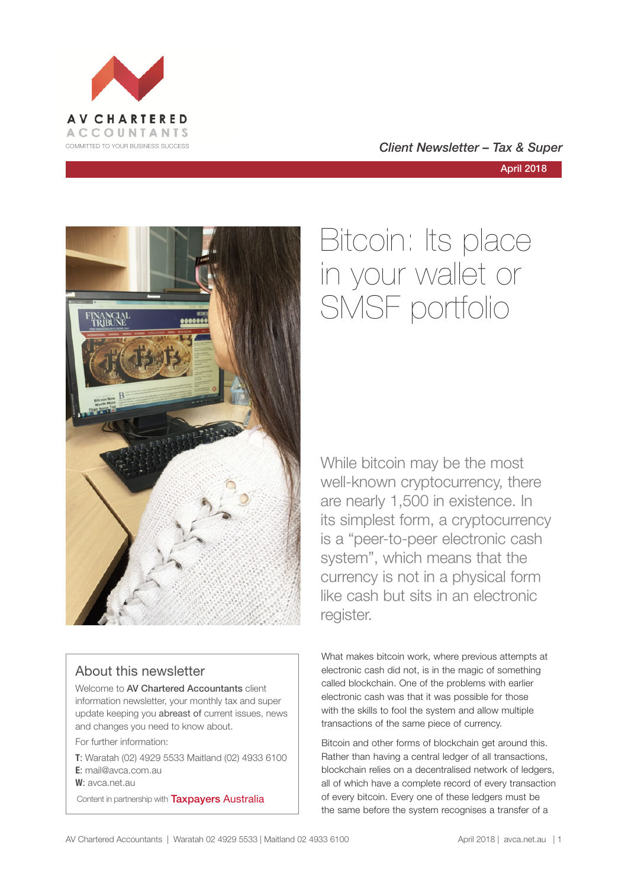AV CHARTERED ACCOUNTANTS
COMMITTED TO YOUR BUSINESS SUCCESS

*Client Newsletter – Tax & Super*

April 2018

# Bitcoin: Its place in your wallet or SMSF portfolio

While bitcoin may be the most well-known cryptocurrency, there are nearly 1,500 in existence. In its simplest form, a cryptocurrency is a "peer-to-peer electronic cash system", which means that the currency is not in a physical form like cash but sits in an electronic register.

What makes bitcoin work, where previous attempts at electronic cash did not, is in the magic of something called blockchain. One of the problems with earlier electronic cash was that it was possible for those with the skills to fool the system and allow multiple transactions of the same piece of currency.

Bitcoin and other forms of blockchain get around this. Rather than having a central ledger of all transactions, blockchain relies on a decentralised network of ledgers, all of which have a complete record of every transaction of every bitcoin. Every one of these ledgers must be the same before the system recognises a transfer of a

## About this newsletter

Welcome to **AV Chartered Accountants** client information newsletter, your monthly tax and super update keeping you **abreast of** current issues, news and changes you need to know about.

For further information:

**T**: Waratah (02) 4929 5533 Maitland (02) 4933 6100
**E**: mail@avca.com.au
**W**: avca.net.au

Content in partnership with Taxpayers Australia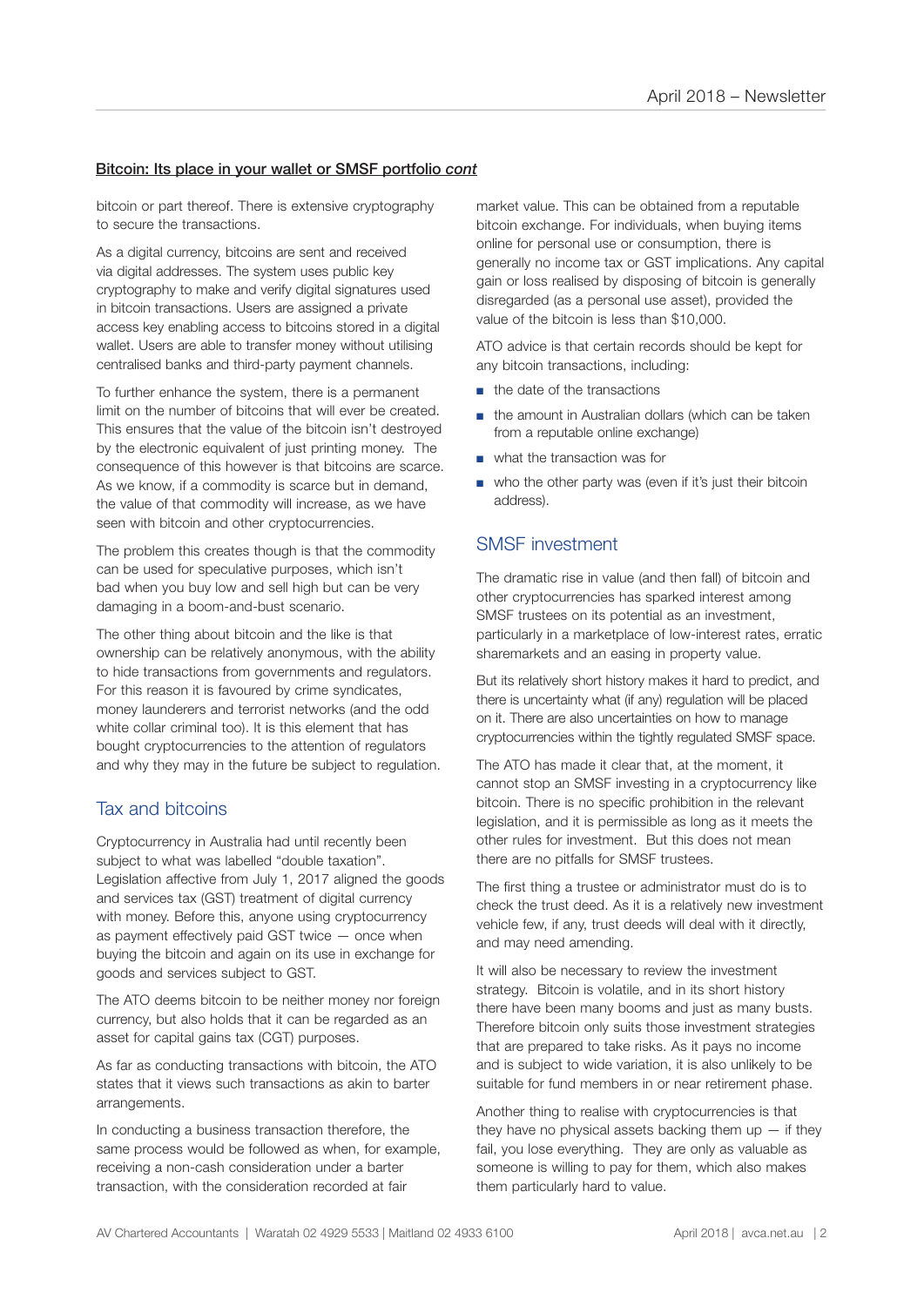**Bitcoin: Its place in your wallet or SMSF portfolio *cont***

bitcoin or part thereof. There is extensive cryptography to secure the transactions.

As a digital currency, bitcoins are sent and received via digital addresses. The system uses public key cryptography to make and verify digital signatures used in bitcoin transactions. Users are assigned a private access key enabling access to bitcoins stored in a digital wallet. Users are able to transfer money without utilising centralised banks and third-party payment channels.

To further enhance the system, there is a permanent limit on the number of bitcoins that will ever be created. This ensures that the value of the bitcoin isn't destroyed by the electronic equivalent of just printing money. The consequence of this however is that bitcoins are scarce. As we know, if a commodity is scarce but in demand, the value of that commodity will increase, as we have seen with bitcoin and other cryptocurrencies.

The problem this creates though is that the commodity can be used for speculative purposes, which isn't bad when you buy low and sell high but can be very damaging in a boom-and-bust scenario.

The other thing about bitcoin and the like is that ownership can be relatively anonymous, with the ability to hide transactions from governments and regulators. For this reason it is favoured by crime syndicates, money launderers and terrorist networks (and the odd white collar criminal too). It is this element that has bought cryptocurrencies to the attention of regulators and why they may in the future be subject to regulation.

## Tax and bitcoins

Cryptocurrency in Australia had until recently been subject to what was labelled "double taxation". Legislation affective from July 1, 2017 aligned the goods and services tax (GST) treatment of digital currency with money. Before this, anyone using cryptocurrency as payment effectively paid GST twice — once when buying the bitcoin and again on its use in exchange for goods and services subject to GST.

The ATO deems bitcoin to be neither money nor foreign currency, but also holds that it can be regarded as an asset for capital gains tax (CGT) purposes.

As far as conducting transactions with bitcoin, the ATO states that it views such transactions as akin to barter arrangements.

In conducting a business transaction therefore, the same process would be followed as when, for example, receiving a non-cash consideration under a barter transaction, with the consideration recorded at fair market value. This can be obtained from a reputable bitcoin exchange. For individuals, when buying items online for personal use or consumption, there is generally no income tax or GST implications. Any capital gain or loss realised by disposing of bitcoin is generally disregarded (as a personal use asset), provided the value of the bitcoin is less than $10,000.

ATO advice is that certain records should be kept for any bitcoin transactions, including:

- the date of the transactions
- the amount in Australian dollars (which can be taken from a reputable online exchange)
- what the transaction was for
- who the other party was (even if it's just their bitcoin address).

## SMSF investment

The dramatic rise in value (and then fall) of bitcoin and other cryptocurrencies has sparked interest among SMSF trustees on its potential as an investment, particularly in a marketplace of low-interest rates, erratic sharemarkets and an easing in property value.

But its relatively short history makes it hard to predict, and there is uncertainty what (if any) regulation will be placed on it. There are also uncertainties on how to manage cryptocurrencies within the tightly regulated SMSF space.

The ATO has made it clear that, at the moment, it cannot stop an SMSF investing in a cryptocurrency like bitcoin. There is no specific prohibition in the relevant legislation, and it is permissible as long as it meets the other rules for investment. But this does not mean there are no pitfalls for SMSF trustees.

The first thing a trustee or administrator must do is to check the trust deed. As it is a relatively new investment vehicle few, if any, trust deeds will deal with it directly, and may need amending.

It will also be necessary to review the investment strategy. Bitcoin is volatile, and in its short history there have been many booms and just as many busts. Therefore bitcoin only suits those investment strategies that are prepared to take risks. As it pays no income and is subject to wide variation, it is also unlikely to be suitable for fund members in or near retirement phase.

Another thing to realise with cryptocurrencies is that they have no physical assets backing them up — if they fail, you lose everything. They are only as valuable as someone is willing to pay for them, which also makes them particularly hard to value.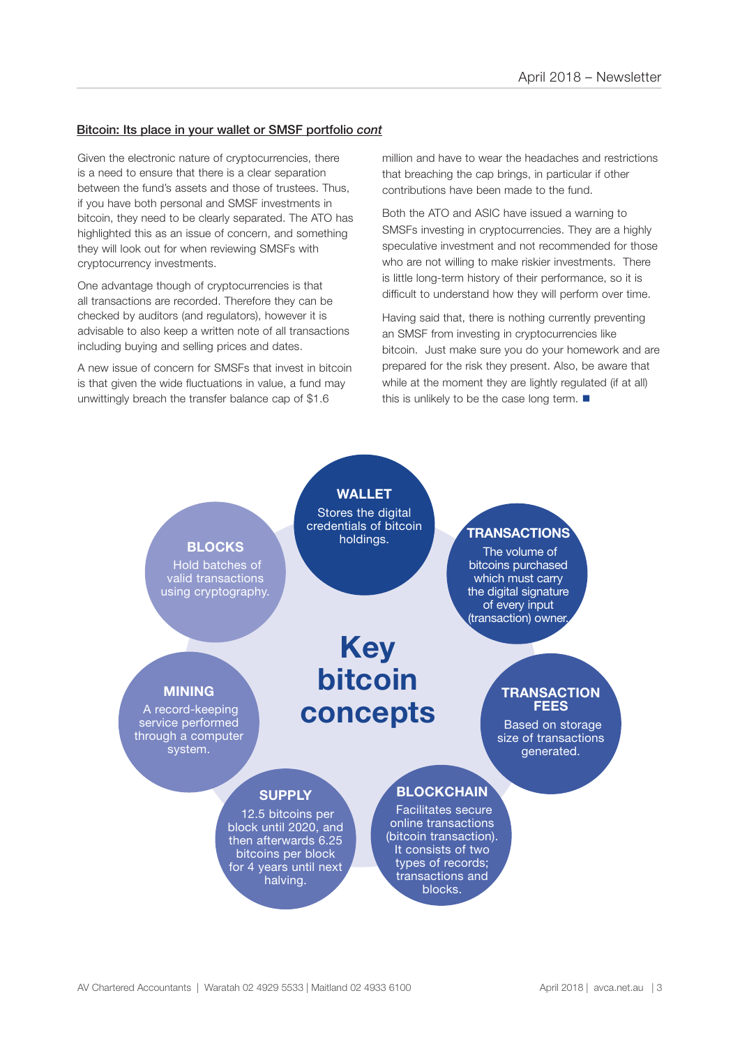## Bitcoin: Its place in your wallet or SMSF portfolio *cont*

Given the electronic nature of cryptocurrencies, there is a need to ensure that there is a clear separation between the fund's assets and those of trustees. Thus, if you have both personal and SMSF investments in bitcoin, they need to be clearly separated. The ATO has highlighted this as an issue of concern, and something they will look out for when reviewing SMSFs with cryptocurrency investments.

One advantage though of cryptocurrencies is that all transactions are recorded. Therefore they can be checked by auditors (and regulators), however it is advisable to also keep a written note of all transactions including buying and selling prices and dates.

A new issue of concern for SMSFs that invest in bitcoin is that given the wide fluctuations in value, a fund may unwittingly breach the transfer balance cap of $1.6 million and have to wear the headaches and restrictions that breaching the cap brings, in particular if other contributions have been made to the fund.

Both the ATO and ASIC have issued a warning to SMSFs investing in cryptocurrencies. They are a highly speculative investment and not recommended for those who are not willing to make riskier investments. There is little long-term history of their performance, so it is difficult to understand how they will perform over time.

Having said that, there is nothing currently preventing an SMSF from investing in cryptocurrencies like bitcoin. Just make sure you do your homework and are prepared for the risk they present. Also, be aware that while at the moment they are lightly regulated (if at all) this is unlikely to be the case long term. ■

### Key bitcoin concepts

**WALLET**
Stores the digital credentials of bitcoin holdings.

**TRANSACTIONS**
The volume of bitcoins purchased which must carry the digital signature of every input (transaction) owner.

**TRANSACTION FEES**
Based on storage size of transactions generated.

**BLOCKCHAIN**
Facilitates secure online transactions (bitcoin transaction). It consists of two types of records; transactions and blocks.

**SUPPLY**
12.5 bitcoins per block until 2020, and then afterwards 6.25 bitcoins per block for 4 years until next halving.

**MINING**
A record-keeping service performed through a computer system.

**BLOCKS**
Hold batches of valid transactions using cryptography.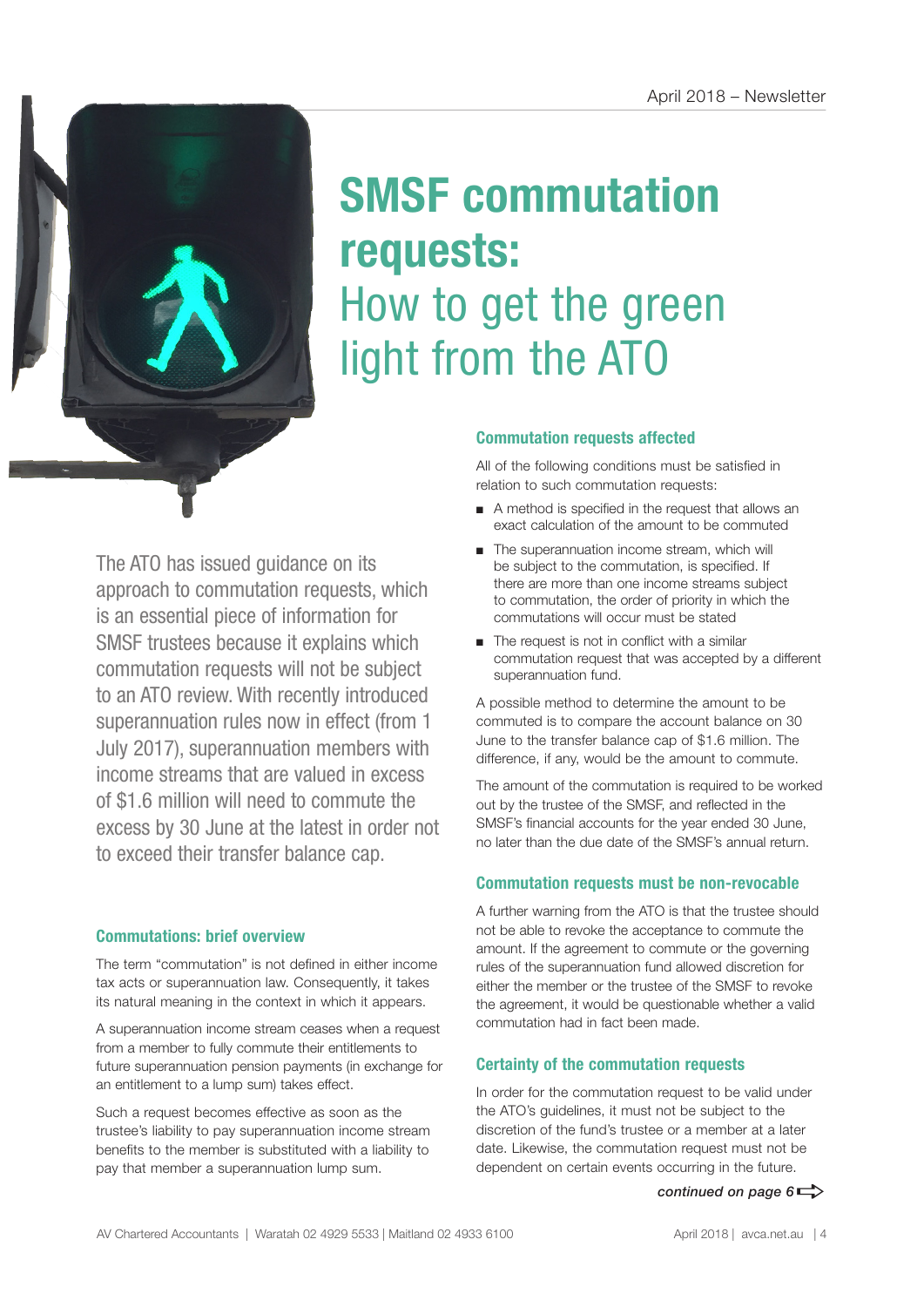# SMSF commutation requests: How to get the green light from the ATO

The ATO has issued guidance on its approach to commutation requests, which is an essential piece of information for SMSF trustees because it explains which commutation requests will not be subject to an ATO review. With recently introduced superannuation rules now in effect (from 1 July 2017), superannuation members with income streams that are valued in excess of $1.6 million will need to commute the excess by 30 June at the latest in order not to exceed their transfer balance cap.

### Commutations: brief overview

The term "commutation" is not defined in either income tax acts or superannuation law. Consequently, it takes its natural meaning in the context in which it appears.

A superannuation income stream ceases when a request from a member to fully commute their entitlements to future superannuation pension payments (in exchange for an entitlement to a lump sum) takes effect.

Such a request becomes effective as soon as the trustee's liability to pay superannuation income stream benefits to the member is substituted with a liability to pay that member a superannuation lump sum.

### Commutation requests affected

All of the following conditions must be satisfied in relation to such commutation requests:

- A method is specified in the request that allows an exact calculation of the amount to be commuted
- The superannuation income stream, which will be subject to the commutation, is specified. If there are more than one income streams subject to commutation, the order of priority in which the commutations will occur must be stated
- The request is not in conflict with a similar commutation request that was accepted by a different superannuation fund.

A possible method to determine the amount to be commuted is to compare the account balance on 30 June to the transfer balance cap of $1.6 million. The difference, if any, would be the amount to commute.

The amount of the commutation is required to be worked out by the trustee of the SMSF, and reflected in the SMSF's financial accounts for the year ended 30 June, no later than the due date of the SMSF's annual return.

### Commutation requests must be non-revocable

A further warning from the ATO is that the trustee should not be able to revoke the acceptance to commute the amount. If the agreement to commute or the governing rules of the superannuation fund allowed discretion for either the member or the trustee of the SMSF to revoke the agreement, it would be questionable whether a valid commutation had in fact been made.

### Certainty of the commutation requests

In order for the commutation request to be valid under the ATO's guidelines, it must not be subject to the discretion of the fund's trustee or a member at a later date. Likewise, the commutation request must not be dependent on certain events occurring in the future.

*continued on page 6*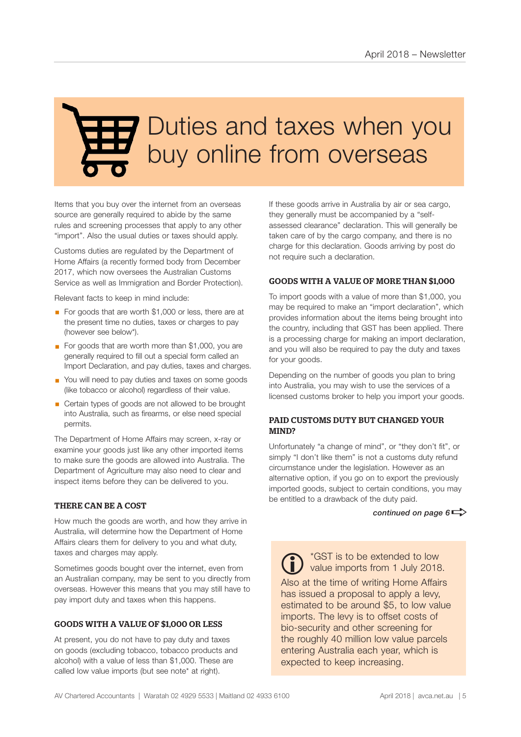# Duties and taxes when you buy online from overseas

Items that you buy over the internet from an overseas source are generally required to abide by the same rules and screening processes that apply to any other "import". Also the usual duties or taxes should apply.

Customs duties are regulated by the Department of Home Affairs (a recently formed body from December 2017, which now oversees the Australian Customs Service as well as Immigration and Border Protection).

Relevant facts to keep in mind include:

- For goods that are worth $1,000 or less, there are at the present time no duties, taxes or charges to pay (however see below*).
- For goods that are worth more than $1,000, you are generally required to fill out a special form called an Import Declaration, and pay duties, taxes and charges.
- You will need to pay duties and taxes on some goods (like tobacco or alcohol) regardless of their value.
- Certain types of goods are not allowed to be brought into Australia, such as firearms, or else need special permits.

The Department of Home Affairs may screen, x-ray or examine your goods just like any other imported items to make sure the goods are allowed into Australia. The Department of Agriculture may also need to clear and inspect items before they can be delivered to you.

### THERE CAN BE A COST

How much the goods are worth, and how they arrive in Australia, will determine how the Department of Home Affairs clears them for delivery to you and what duty, taxes and charges may apply.

Sometimes goods bought over the internet, even from an Australian company, may be sent to you directly from overseas. However this means that you may still have to pay import duty and taxes when this happens.

### GOODS WITH A VALUE OF $1,000 OR LESS

At present, you do not have to pay duty and taxes on goods (excluding tobacco, tobacco products and alcohol) with a value of less than $1,000. These are called low value imports (but see note* at right).

If these goods arrive in Australia by air or sea cargo, they generally must be accompanied by a "self-assessed clearance" declaration. This will generally be taken care of by the cargo company, and there is no charge for this declaration. Goods arriving by post do not require such a declaration.

### GOODS WITH A VALUE OF MORE THAN $1,000

To import goods with a value of more than $1,000, you may be required to make an "import declaration", which provides information about the items being brought into the country, including that GST has been applied. There is a processing charge for making an import declaration, and you will also be required to pay the duty and taxes for your goods.

Depending on the number of goods you plan to bring into Australia, you may wish to use the services of a licensed customs broker to help you import your goods.

### PAID CUSTOMS DUTY BUT CHANGED YOUR MIND?

Unfortunately "a change of mind", or "they don't fit", or simply "I don't like them" is not a customs duty refund circumstance under the legislation. However as an alternative option, if you go on to export the previously imported goods, subject to certain conditions, you may be entitled to a drawback of the duty paid.

*continued on page 6*

*GST is to be extended to low value imports from 1 July 2018.

Also at the time of writing Home Affairs has issued a proposal to apply a levy, estimated to be around $5, to low value imports. The levy is to offset costs of bio-security and other screening for the roughly 40 million low value parcels entering Australia each year, which is expected to keep increasing.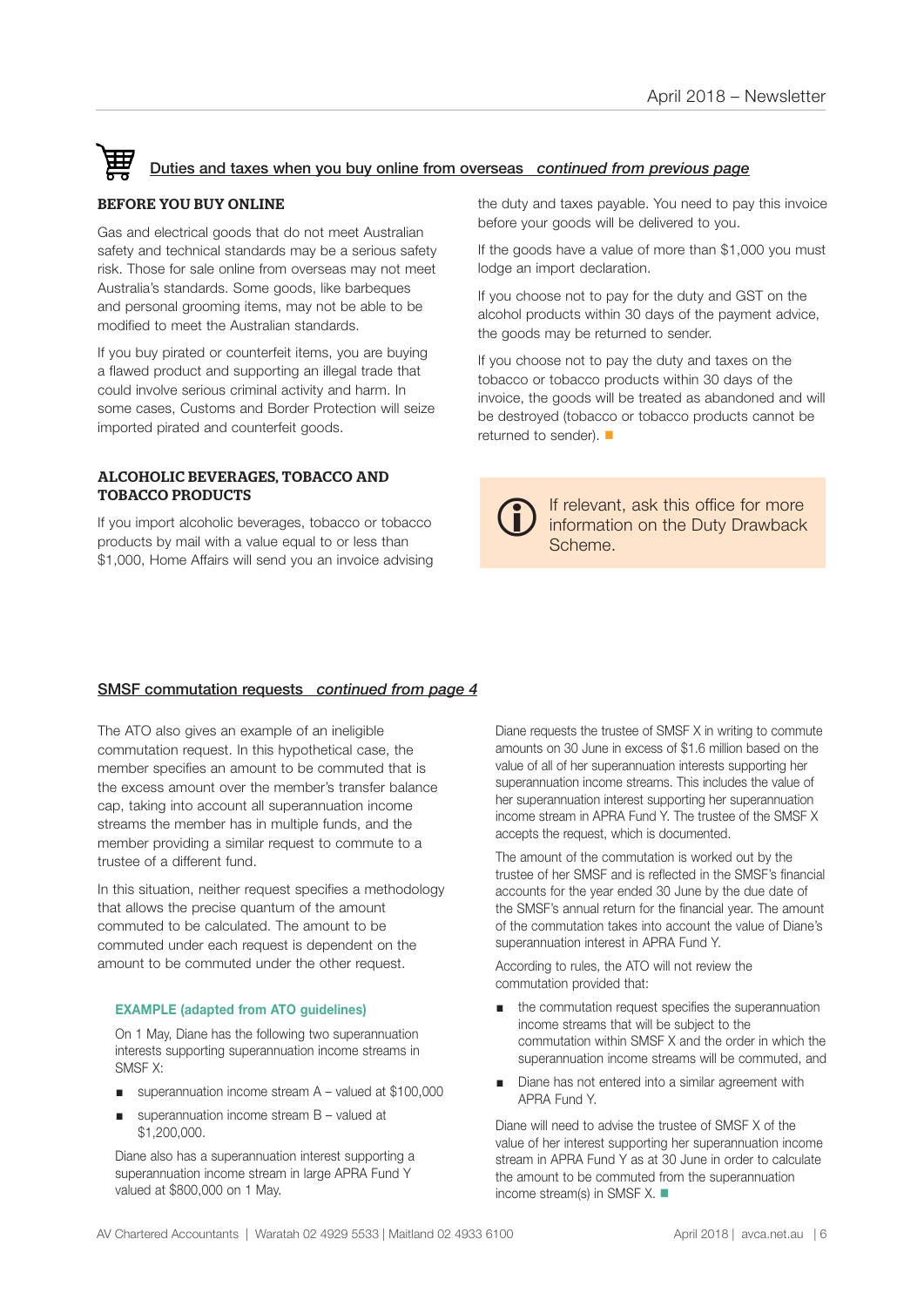## Duties and taxes when you buy online from overseas *continued from previous page*

### BEFORE YOU BUY ONLINE

Gas and electrical goods that do not meet Australian safety and technical standards may be a serious safety risk. Those for sale online from overseas may not meet Australia's standards. Some goods, like barbeques and personal grooming items, may not be able to be modified to meet the Australian standards.

If you buy pirated or counterfeit items, you are buying a flawed product and supporting an illegal trade that could involve serious criminal activity and harm. In some cases, Customs and Border Protection will seize imported pirated and counterfeit goods.

### ALCOHOLIC BEVERAGES, TOBACCO AND TOBACCO PRODUCTS

If you import alcoholic beverages, tobacco or tobacco products by mail with a value equal to or less than $1,000, Home Affairs will send you an invoice advising the duty and taxes payable. You need to pay this invoice before your goods will be delivered to you.

If the goods have a value of more than $1,000 you must lodge an import declaration.

If you choose not to pay for the duty and GST on the alcohol products within 30 days of the payment advice, the goods may be returned to sender.

If you choose not to pay the duty and taxes on the tobacco or tobacco products within 30 days of the invoice, the goods will be treated as abandoned and will be destroyed (tobacco or tobacco products cannot be returned to sender). ■

> If relevant, ask this office for more information on the Duty Drawback Scheme.

## SMSF commutation requests *continued from page 4*

The ATO also gives an example of an ineligible commutation request. In this hypothetical case, the member specifies an amount to be commuted that is the excess amount over the member's transfer balance cap, taking into account all superannuation income streams the member has in multiple funds, and the member providing a similar request to commute to a trustee of a different fund.

In this situation, neither request specifies a methodology that allows the precise quantum of the amount commuted to be calculated. The amount to be commuted under each request is dependent on the amount to be commuted under the other request.

**EXAMPLE (adapted from ATO guidelines)**

On 1 May, Diane has the following two superannuation interests supporting superannuation income streams in SMSF X:

- superannuation income stream A – valued at $100,000
- superannuation income stream B – valued at $1,200,000.

Diane also has a superannuation interest supporting a superannuation income stream in large APRA Fund Y valued at $800,000 on 1 May.

Diane requests the trustee of SMSF X in writing to commute amounts on 30 June in excess of $1.6 million based on the value of all of her superannuation interests supporting her superannuation income streams. This includes the value of her superannuation interest supporting her superannuation income stream in APRA Fund Y. The trustee of the SMSF X accepts the request, which is documented.

The amount of the commutation is worked out by the trustee of her SMSF and is reflected in the SMSF's financial accounts for the year ended 30 June by the due date of the SMSF's annual return for the financial year. The amount of the commutation takes into account the value of Diane's superannuation interest in APRA Fund Y.

According to rules, the ATO will not review the commutation provided that:

- the commutation request specifies the superannuation income streams that will be subject to the commutation within SMSF X and the order in which the superannuation income streams will be commuted, and
- Diane has not entered into a similar agreement with APRA Fund Y.

Diane will need to advise the trustee of SMSF X of the value of her interest supporting her superannuation income stream in APRA Fund Y as at 30 June in order to calculate the amount to be commuted from the superannuation income stream(s) in SMSF X. ■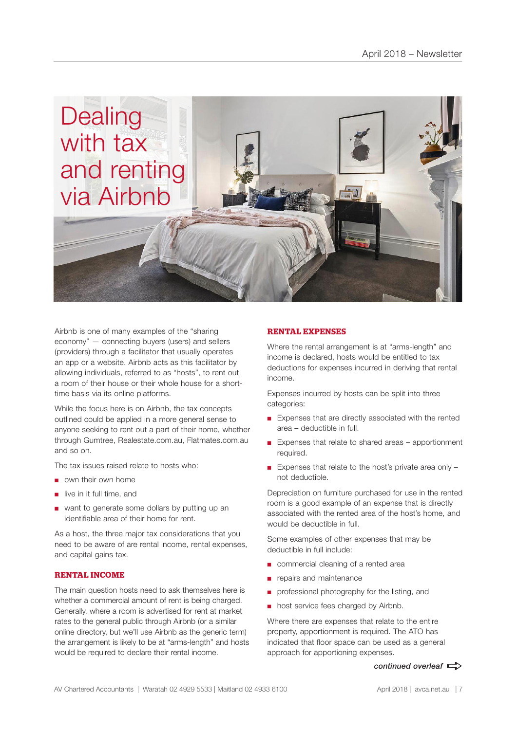# Dealing with tax and renting via Airbnb

Airbnb is one of many examples of the "sharing economy" — connecting buyers (users) and sellers (providers) through a facilitator that usually operates an app or a website. Airbnb acts as this facilitator by allowing individuals, referred to as "hosts", to rent out a room of their house or their whole house for a short-time basis via its online platforms.

While the focus here is on Airbnb, the tax concepts outlined could be applied in a more general sense to anyone seeking to rent out a part of their home, whether through Gumtree, Realestate.com.au, Flatmates.com.au and so on.

The tax issues raised relate to hosts who:

- own their own home
- live in it full time, and
- want to generate some dollars by putting up an identifiable area of their home for rent.

As a host, the three major tax considerations that you need to be aware of are rental income, rental expenses, and capital gains tax.

## RENTAL INCOME

The main question hosts need to ask themselves here is whether a commercial amount of rent is being charged. Generally, where a room is advertised for rent at market rates to the general public through Airbnb (or a similar online directory, but we'll use Airbnb as the generic term) the arrangement is likely to be at "arms-length" and hosts would be required to declare their rental income.

## RENTAL EXPENSES

Where the rental arrangement is at "arms-length" and income is declared, hosts would be entitled to tax deductions for expenses incurred in deriving that rental income.

Expenses incurred by hosts can be split into three categories:

- Expenses that are directly associated with the rented area – deductible in full.
- Expenses that relate to shared areas – apportionment required.
- Expenses that relate to the host's private area only – not deductible.

Depreciation on furniture purchased for use in the rented room is a good example of an expense that is directly associated with the rented area of the host's home, and would be deductible in full.

Some examples of other expenses that may be deductible in full include:

- commercial cleaning of a rented area
- repairs and maintenance
- professional photography for the listing, and
- host service fees charged by Airbnb.

Where there are expenses that relate to the entire property, apportionment is required. The ATO has indicated that floor space can be used as a general approach for apportioning expenses.

*continued overleaf*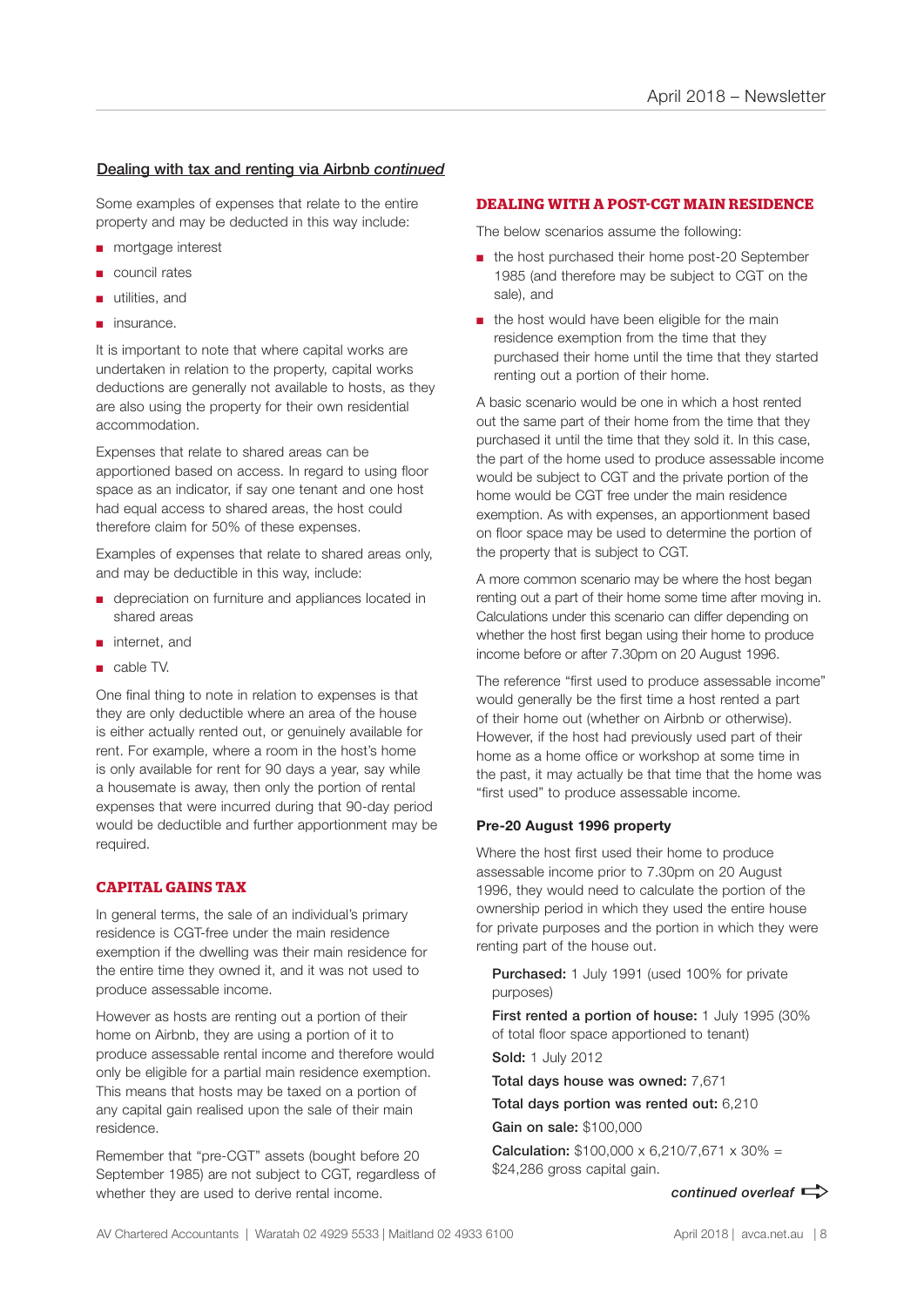## Dealing with tax and renting via Airbnb *continued*

Some examples of expenses that relate to the entire property and may be deducted in this way include:

- mortgage interest
- council rates
- utilities, and
- insurance.

It is important to note that where capital works are undertaken in relation to the property, capital works deductions are generally not available to hosts, as they are also using the property for their own residential accommodation.

Expenses that relate to shared areas can be apportioned based on access. In regard to using floor space as an indicator, if say one tenant and one host had equal access to shared areas, the host could therefore claim for 50% of these expenses.

Examples of expenses that relate to shared areas only, and may be deductible in this way, include:

- depreciation on furniture and appliances located in shared areas
- internet, and
- cable TV.

One final thing to note in relation to expenses is that they are only deductible where an area of the house is either actually rented out, or genuinely available for rent. For example, where a room in the host's home is only available for rent for 90 days a year, say while a housemate is away, then only the portion of rental expenses that were incurred during that 90-day period would be deductible and further apportionment may be required.

### CAPITAL GAINS TAX

In general terms, the sale of an individual's primary residence is CGT-free under the main residence exemption if the dwelling was their main residence for the entire time they owned it, and it was not used to produce assessable income.

However as hosts are renting out a portion of their home on Airbnb, they are using a portion of it to produce assessable rental income and therefore would only be eligible for a partial main residence exemption. This means that hosts may be taxed on a portion of any capital gain realised upon the sale of their main residence.

Remember that "pre-CGT" assets (bought before 20 September 1985) are not subject to CGT, regardless of whether they are used to derive rental income.

### DEALING WITH A POST-CGT MAIN RESIDENCE

The below scenarios assume the following:

- the host purchased their home post-20 September 1985 (and therefore may be subject to CGT on the sale), and
- the host would have been eligible for the main residence exemption from the time that they purchased their home until the time that they started renting out a portion of their home.

A basic scenario would be one in which a host rented out the same part of their home from the time that they purchased it until the time that they sold it. In this case, the part of the home used to produce assessable income would be subject to CGT and the private portion of the home would be CGT free under the main residence exemption. As with expenses, an apportionment based on floor space may be used to determine the portion of the property that is subject to CGT.

A more common scenario may be where the host began renting out a part of their home some time after moving in. Calculations under this scenario can differ depending on whether the host first began using their home to produce income before or after 7.30pm on 20 August 1996.

The reference "first used to produce assessable income" would generally be the first time a host rented a part of their home out (whether on Airbnb or otherwise). However, if the host had previously used part of their home as a home office or workshop at some time in the past, it may actually be that time that the home was "first used" to produce assessable income.

#### Pre-20 August 1996 property

Where the host first used their home to produce assessable income prior to 7.30pm on 20 August 1996, they would need to calculate the portion of the ownership period in which they used the entire house for private purposes and the portion in which they were renting part of the house out.

**Purchased:** 1 July 1991 (used 100% for private purposes)

**First rented a portion of house:** 1 July 1995 (30% of total floor space apportioned to tenant)

**Sold:** 1 July 2012

**Total days house was owned:** 7,671

**Total days portion was rented out:** 6,210

**Gain on sale:** $100,000

**Calculation:** $100,000 x 6,210/7,671 x 30% = $24,286 gross capital gain.

*continued overleaf*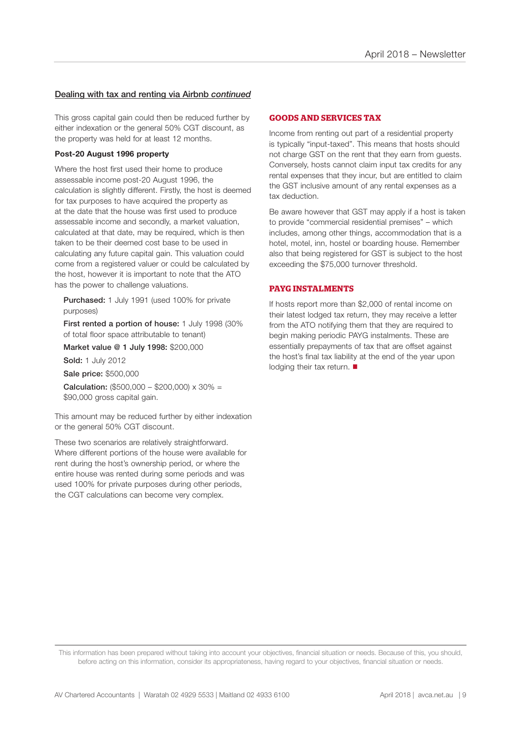## Dealing with tax and renting via Airbnb *continued*

This gross capital gain could then be reduced further by either indexation or the general 50% CGT discount, as the property was held for at least 12 months.

**Post-20 August 1996 property**

Where the host first used their home to produce assessable income post-20 August 1996, the calculation is slightly different. Firstly, the host is deemed for tax purposes to have acquired the property as at the date that the house was first used to produce assessable income and secondly, a market valuation, calculated at that date, may be required, which is then taken to be their deemed cost base to be used in calculating any future capital gain. This valuation could come from a registered valuer or could be calculated by the host, however it is important to note that the ATO has the power to challenge valuations.

**Purchased:** 1 July 1991 (used 100% for private purposes)

**First rented a portion of house:** 1 July 1998 (30% of total floor space attributable to tenant)

**Market value @ 1 July 1998:** $200,000

**Sold:** 1 July 2012

**Sale price:** $500,000

**Calculation:** ($500,000 – $200,000) x 30% = $90,000 gross capital gain.

This amount may be reduced further by either indexation or the general 50% CGT discount.

These two scenarios are relatively straightforward. Where different portions of the house were available for rent during the host's ownership period, or where the entire house was rented during some periods and was used 100% for private purposes during other periods, the CGT calculations can become very complex.

### GOODS AND SERVICES TAX

Income from renting out part of a residential property is typically "input-taxed". This means that hosts should not charge GST on the rent that they earn from guests. Conversely, hosts cannot claim input tax credits for any rental expenses that they incur, but are entitled to claim the GST inclusive amount of any rental expenses as a tax deduction.

Be aware however that GST may apply if a host is taken to provide "commercial residential premises" – which includes, among other things, accommodation that is a hotel, motel, inn, hostel or boarding house. Remember also that being registered for GST is subject to the host exceeding the $75,000 turnover threshold.

### PAYG INSTALMENTS

If hosts report more than $2,000 of rental income on their latest lodged tax return, they may receive a letter from the ATO notifying them that they are required to begin making periodic PAYG instalments. These are essentially prepayments of tax that are offset against the host's final tax liability at the end of the year upon lodging their tax return. ■

This information has been prepared without taking into account your objectives, financial situation or needs. Because of this, you should, before acting on this information, consider its appropriateness, having regard to your objectives, financial situation or needs.